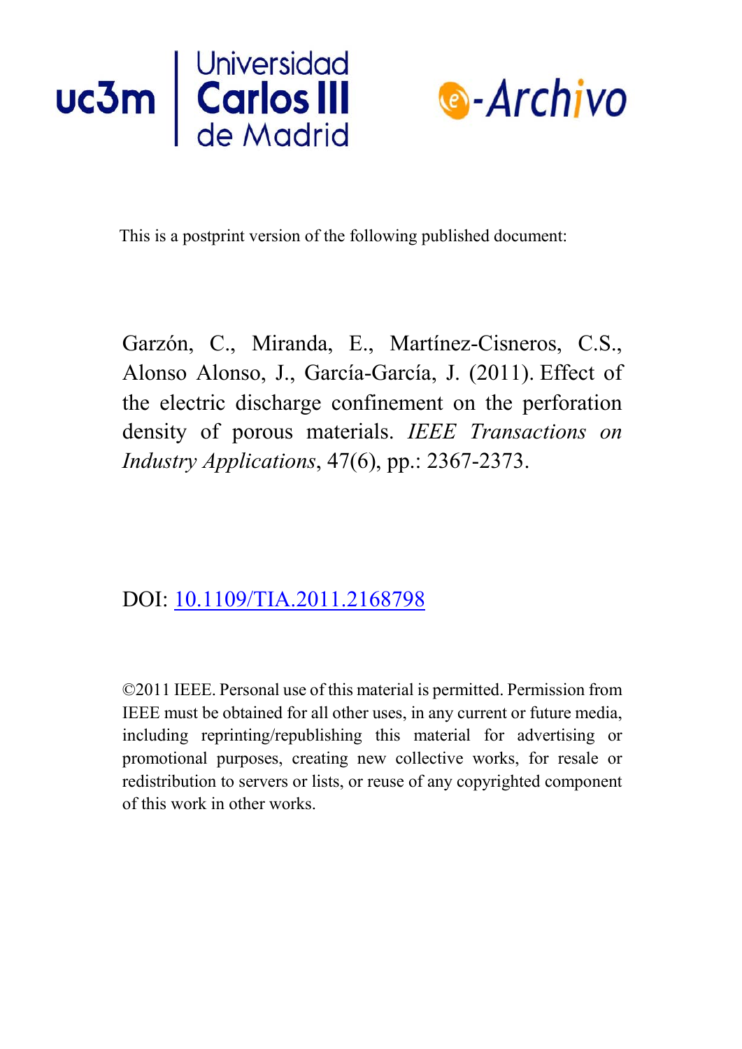This is a postprint version of the following published document:

Garzón, C., Miranda, E., Martínez-Cisneros, C.S., Alonso Alonso, J., García-García, J. (2011). Effect of the electric discharge confinement on the perforation density of porous materials. *IEEE Transactions on Industry Applications*, 47(6), pp.: 2367-2373.

DOI: [10.1109/TIA.2011.2168798](https://doi.org/10.1109/TIA.2011.2168798)

©2011 IEEE. Personal use of this material is permitted. Permission from IEEE must be obtained for all other uses, in any current or future media, including reprinting/republishing this material for advertising or promotional purposes, creating new collective works, for resale or redistribution to servers or lists, or reuse of any copyrighted component of this work in other works.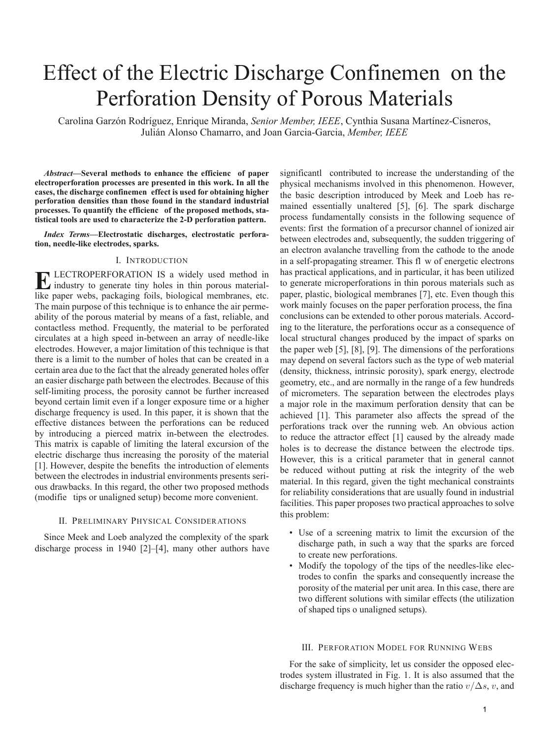# Effect of the Electric Discharge Confinemen on the Perforation Density of Porous Materials

Carolina Garzón Rodríguez, Enrique Miranda, *Senior Member, IEEE*, Cynthia Susana Martínez-Cisneros, Julián Alonso Chamarro, and Joan Garcia-Garcia, *Member, IEEE*

***Abstract*—Several methods to enhance the efficienc of paper electroperforation processes are presented in this work. In all the cases, the discharge confinemen effect is used for obtaining higher perforation densities than those found in the standard industrial processes. To quantify the efficienc of the proposed methods, statistical tools are used to characterize the 2-D perforation pattern.**

***Index Terms*—Electrostatic discharges, electrostatic perforation, needle-like electrodes, sparks.**

## I. Introduction

ELECTROPERFORATION IS a widely used method in industry to generate tiny holes in thin porous material-like paper webs, packaging foils, biological membranes, etc. The main purpose of this technique is to enhance the air permeability of the porous material by means of a fast, reliable, and contactless method. Frequently, the material to be perforated circulates at a high speed in-between an array of needle-like electrodes. However, a major limitation of this technique is that there is a limit to the number of holes that can be created in a certain area due to the fact that the already generated holes offer an easier discharge path between the electrodes. Because of this self-limiting process, the porosity cannot be further increased beyond certain limit even if a longer exposure time or a higher discharge frequency is used. In this paper, it is shown that the effective distances between the perforations can be reduced by introducing a pierced matrix in-between the electrodes. This matrix is capable of limiting the lateral excursion of the electric discharge thus increasing the porosity of the material [1]. However, despite the benefits the introduction of elements between the electrodes in industrial environments presents serious drawbacks. In this regard, the other two proposed methods (modifie tips or unaligned setup) become more convenient.

## II. Preliminary Physical Considerations

Since Meek and Loeb analyzed the complexity of the spark discharge process in 1940 [2]–[4], many other authors have significantl contributed to increase the understanding of the physical mechanisms involved in this phenomenon. However, the basic description introduced by Meek and Loeb has remained essentially unaltered [5], [6]. The spark discharge process fundamentally consists in the following sequence of events: first the formation of a precursor channel of ionized air between electrodes and, subsequently, the sudden triggering of an electron avalanche travelling from the cathode to the anode in a self-propagating streamer. This fl w of energetic electrons has practical applications, and in particular, it has been utilized to generate microperforations in thin porous materials such as paper, plastic, biological membranes [7], etc. Even though this work mainly focuses on the paper perforation process, the fina conclusions can be extended to other porous materials. According to the literature, the perforations occur as a consequence of local structural changes produced by the impact of sparks on the paper web [5], [8], [9]. The dimensions of the perforations may depend on several factors such as the type of web material (density, thickness, intrinsic porosity), spark energy, electrode geometry, etc., and are normally in the range of a few hundreds of micrometers. The separation between the electrodes plays a major role in the maximum perforation density that can be achieved [1]. This parameter also affects the spread of the perforations track over the running web. An obvious action to reduce the attractor effect [1] caused by the already made holes is to decrease the distance between the electrode tips. However, this is a critical parameter that in general cannot be reduced without putting at risk the integrity of the web material. In this regard, given the tight mechanical constraints for reliability considerations that are usually found in industrial facilities. This paper proposes two practical approaches to solve this problem:

- Use of a screening matrix to limit the excursion of the discharge path, in such a way that the sparks are forced to create new perforations.
- Modify the topology of the tips of the needles-like electrodes to confin the sparks and consequently increase the porosity of the material per unit area. In this case, there are two different solutions with similar effects (the utilization of shaped tips o unaligned setups).

## III. Perforation Model for Running Webs

For the sake of simplicity, let us consider the opposed electrodes system illustrated in Fig. 1. It is also assumed that the discharge frequency is much higher than the ratio $v/\Delta s$, $v$, and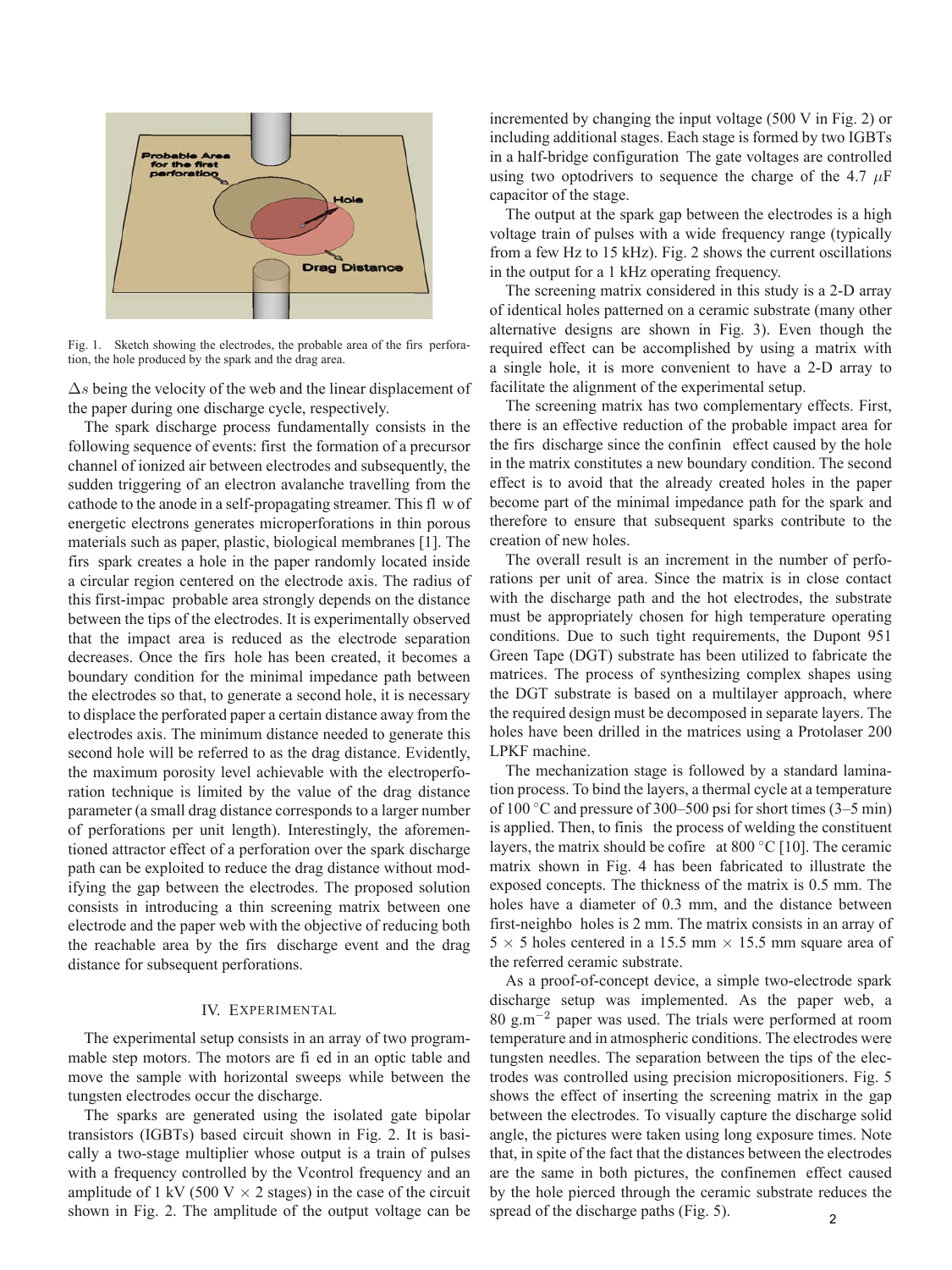Fig. 1. Sketch showing the electrodes, the probable area of the firs perforation, the hole produced by the spark and the drag area.

$\Delta s$ being the velocity of the web and the linear displacement of the paper during one discharge cycle, respectively.

The spark discharge process fundamentally consists in the following sequence of events: first the formation of a precursor channel of ionized air between electrodes and subsequently, the sudden triggering of an electron avalanche travelling from the cathode to the anode in a self-propagating streamer. This fl w of energetic electrons generates microperforations in thin porous materials such as paper, plastic, biological membranes [1]. The firs spark creates a hole in the paper randomly located inside a circular region centered on the electrode axis. The radius of this first-impac probable area strongly depends on the distance between the tips of the electrodes. It is experimentally observed that the impact area is reduced as the electrode separation decreases. Once the firs hole has been created, it becomes a boundary condition for the minimal impedance path between the electrodes so that, to generate a second hole, it is necessary to displace the perforated paper a certain distance away from the electrodes axis. The minimum distance needed to generate this second hole will be referred to as the drag distance. Evidently, the maximum porosity level achievable with the electroperforation technique is limited by the value of the drag distance parameter (a small drag distance corresponds to a larger number of perforations per unit length). Interestingly, the aforementioned attractor effect of a perforation over the spark discharge path can be exploited to reduce the drag distance without modifying the gap between the electrodes. The proposed solution consists in introducing a thin screening matrix between one electrode and the paper web with the objective of reducing both the reachable area by the firs discharge event and the drag distance for subsequent perforations.

## IV. Experimental

The experimental setup consists in an array of two programmable step motors. The motors are fi ed in an optic table and move the sample with horizontal sweeps while between the tungsten electrodes occur the discharge.

The sparks are generated using the isolated gate bipolar transistors (IGBTs) based circuit shown in Fig. 2. It is basically a two-stage multiplier whose output is a train of pulses with a frequency controlled by the Vcontrol frequency and an amplitude of 1 kV (500 V $\times$ 2 stages) in the case of the circuit shown in Fig. 2. The amplitude of the output voltage can be incremented by changing the input voltage (500 V in Fig. 2) or including additional stages. Each stage is formed by two IGBTs in a half-bridge configuration The gate voltages are controlled using two optodrivers to sequence the charge of the 4.7 $\mu$F capacitor of the stage.

The output at the spark gap between the electrodes is a high voltage train of pulses with a wide frequency range (typically from a few Hz to 15 kHz). Fig. 2 shows the current oscillations in the output for a 1 kHz operating frequency.

The screening matrix considered in this study is a 2-D array of identical holes patterned on a ceramic substrate (many other alternative designs are shown in Fig. 3). Even though the required effect can be accomplished by using a matrix with a single hole, it is more convenient to have a 2-D array to facilitate the alignment of the experimental setup.

The screening matrix has two complementary effects. First, there is an effective reduction of the probable impact area for the firs discharge since the confinin effect caused by the hole in the matrix constitutes a new boundary condition. The second effect is to avoid that the already created holes in the paper become part of the minimal impedance path for the spark and therefore to ensure that subsequent sparks contribute to the creation of new holes.

The overall result is an increment in the number of perforations per unit of area. Since the matrix is in close contact with the discharge path and the hot electrodes, the substrate must be appropriately chosen for high temperature operating conditions. Due to such tight requirements, the Dupont 951 Green Tape (DGT) substrate has been utilized to fabricate the matrices. The process of synthesizing complex shapes using the DGT substrate is based on a multilayer approach, where the required design must be decomposed in separate layers. The holes have been drilled in the matrices using a Protolaser 200 LPKF machine.

The mechanization stage is followed by a standard lamination process. To bind the layers, a thermal cycle at a temperature of 100 °C and pressure of 300–500 psi for short times (3–5 min) is applied. Then, to finis the process of welding the constituent layers, the matrix should be cofire at 800 °C [10]. The ceramic matrix shown in Fig. 4 has been fabricated to illustrate the exposed concepts. The thickness of the matrix is 0.5 mm. The holes have a diameter of 0.3 mm, and the distance between first-neighbo holes is 2 mm. The matrix consists in an array of $5 \times 5$ holes centered in a 15.5 mm $\times$ 15.5 mm square area of the referred ceramic substrate.

As a proof-of-concept device, a simple two-electrode spark discharge setup was implemented. As the paper web, a 80 g.m$^{-2}$ paper was used. The trials were performed at room temperature and in atmospheric conditions. The electrodes were tungsten needles. The separation between the tips of the electrodes was controlled using precision micropositioners. Fig. 5 shows the effect of inserting the screening matrix in the gap between the electrodes. To visually capture the discharge solid angle, the pictures were taken using long exposure times. Note that, in spite of the fact that the distances between the electrodes are the same in both pictures, the confinemen effect caused by the hole pierced through the ceramic substrate reduces the spread of the discharge paths (Fig. 5).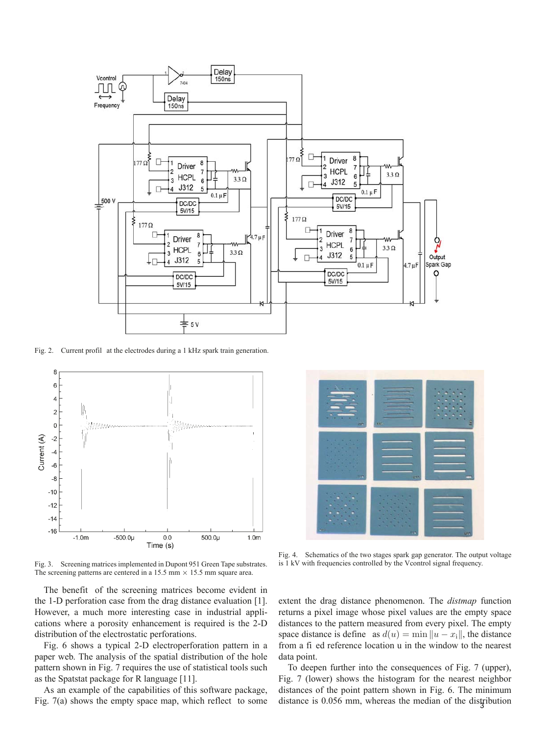Fig. 2. Current profil at the electrodes during a 1 kHz spark train generation.

Fig. 3. Screening matrices implemented in Dupont 951 Green Tape substrates. The screening patterns are centered in a 15.5 mm × 15.5 mm square area.

Fig. 4. Schematics of the two stages spark gap generator. The output voltage is 1 kV with frequencies controlled by the Vcontrol signal frequency.

The benefit of the screening matrices become evident in the 1-D perforation case from the drag distance evaluation [1]. However, a much more interesting case in industrial applications where a porosity enhancement is required is the 2-D distribution of the electrostatic perforations.

Fig. 6 shows a typical 2-D electroperforation pattern in a paper web. The analysis of the spatial distribution of the hole pattern shown in Fig. 7 requires the use of statistical tools such as the Spatstat package for R language [11].

As an example of the capabilities of this software package, Fig. 7(a) shows the empty space map, which reflect to some extent the drag distance phenomenon. The *distmap* function returns a pixel image whose pixel values are the empty space distances to the pattern measured from every pixel. The empty space distance is define as $d(u) = \min \|u - x_i\|$, the distance from a fi ed reference location u in the window to the nearest data point.

To deepen further into the consequences of Fig. 7 (upper), Fig. 7 (lower) shows the histogram for the nearest neighbor distances of the point pattern shown in Fig. 6. The minimum distance is 0.056 mm, whereas the median of the distribution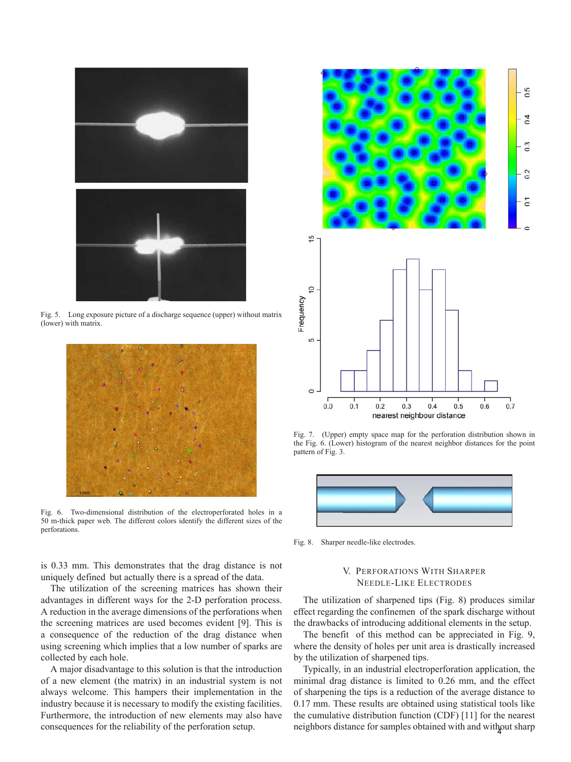Fig. 5. Long exposure picture of a discharge sequence (upper) without matrix (lower) with matrix.

Fig. 6. Two-dimensional distribution of the electroperforated holes in a 50 m-thick paper web. The different colors identify the different sizes of the perforations.

Fig. 7. (Upper) empty space map for the perforation distribution shown in the Fig. 6. (Lower) histogram of the nearest neighbor distances for the point pattern of Fig. 3.

Fig. 8. Sharper needle-like electrodes.

is 0.33 mm. This demonstrates that the drag distance is not uniquely defined but actually there is a spread of the data.

The utilization of the screening matrices has shown their advantages in different ways for the 2-D perforation process. A reduction in the average dimensions of the perforations when the screening matrices are used becomes evident [9]. This is a consequence of the reduction of the drag distance when using screening which implies that a low number of sparks are collected by each hole.

A major disadvantage to this solution is that the introduction of a new element (the matrix) in an industrial system is not always welcome. This hampers their implementation in the industry because it is necessary to modify the existing facilities. Furthermore, the introduction of new elements may also have consequences for the reliability of the perforation setup.

## V. Perforations With Sharper Needle-Like Electrodes

The utilization of sharpened tips (Fig. 8) produces similar effect regarding the confinemen of the spark discharge without the drawbacks of introducing additional elements in the setup.

The benefit of this method can be appreciated in Fig. 9, where the density of holes per unit area is drastically increased by the utilization of sharpened tips.

Typically, in an industrial electroperforation application, the minimal drag distance is limited to 0.26 mm, and the effect of sharpening the tips is a reduction of the average distance to 0.17 mm. These results are obtained using statistical tools like the cumulative distribution function (CDF) [11] for the nearest neighbors distance for samples obtained with and without sharp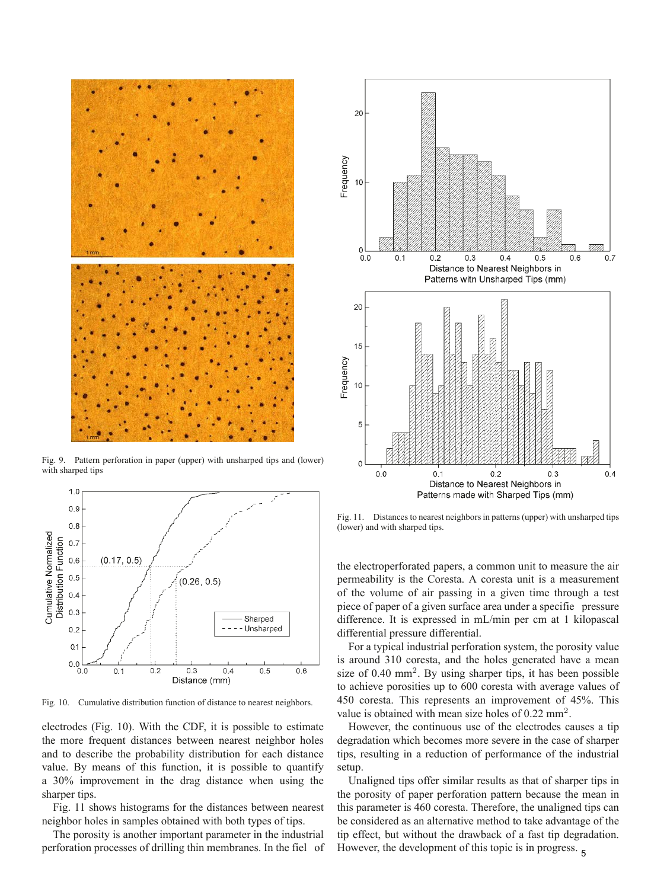Fig. 9. Pattern perforation in paper (upper) with unsharped tips and (lower) with sharped tips

Fig. 10. Cumulative distribution function of distance to nearest neighbors.

electrodes (Fig. 10). With the CDF, it is possible to estimate the more frequent distances between nearest neighbor holes and to describe the probability distribution for each distance value. By means of this function, it is possible to quantify a 30% improvement in the drag distance when using the sharper tips.

Fig. 11 shows histograms for the distances between nearest neighbor holes in samples obtained with both types of tips.

The porosity is another important parameter in the industrial perforation processes of drilling thin membranes. In the fiel of

Fig. 11. Distances to nearest neighbors in patterns (upper) with unsharped tips (lower) and with sharped tips.

the electroperforated papers, a common unit to measure the air permeability is the Coresta. A coresta unit is a measurement of the volume of air passing in a given time through a test piece of paper of a given surface area under a specifie pressure difference. It is expressed in mL/min per cm at 1 kilopascal differential pressure differential.

For a typical industrial perforation system, the porosity value is around 310 coresta, and the holes generated have a mean size of 0.40 $mm^2$. By using sharper tips, it has been possible to achieve porosities up to 600 coresta with average values of 450 coresta. This represents an improvement of 45%. This value is obtained with mean size holes of 0.22 $mm^2$.

However, the continuous use of the electrodes causes a tip degradation which becomes more severe in the case of sharper tips, resulting in a reduction of performance of the industrial setup.

Unaligned tips offer similar results as that of sharper tips in the porosity of paper perforation pattern because the mean in this parameter is 460 coresta. Therefore, the unaligned tips can be considered as an alternative method to take advantage of the tip effect, but without the drawback of a fast tip degradation. However, the development of this topic is in progress.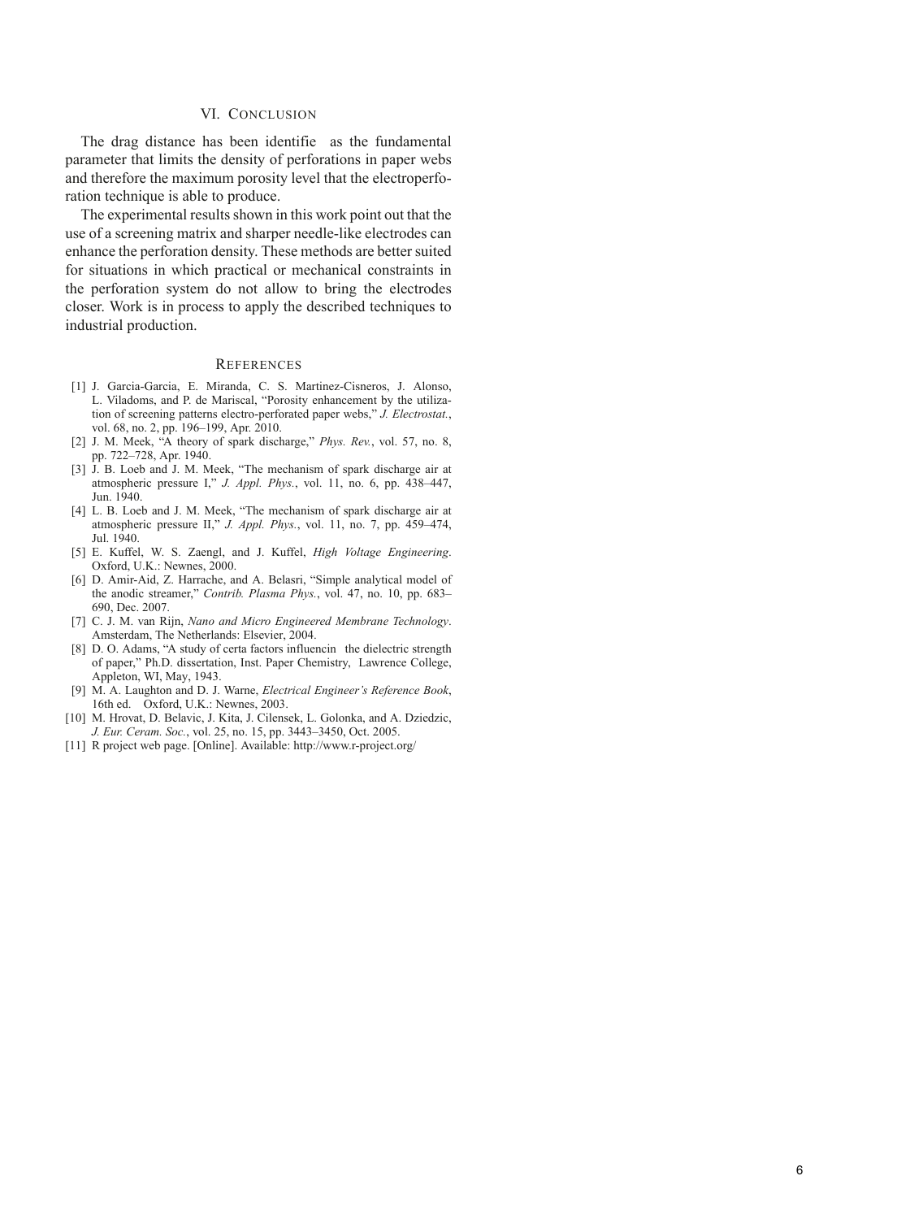## VI. Conclusion

The drag distance has been identifie as the fundamental parameter that limits the density of perforations in paper webs and therefore the maximum porosity level that the electroperforation technique is able to produce.

The experimental results shown in this work point out that the use of a screening matrix and sharper needle-like electrodes can enhance the perforation density. These methods are better suited for situations in which practical or mechanical constraints in the perforation system do not allow to bring the electrodes closer. Work is in process to apply the described techniques to industrial production.

## References

[1] J. Garcia-Garcia, E. Miranda, C. S. Martinez-Cisneros, J. Alonso, L. Viladoms, and P. de Mariscal, "Porosity enhancement by the utilization of screening patterns electro-perforated paper webs," *J. Electrostat.*, vol. 68, no. 2, pp. 196–199, Apr. 2010.

[2] J. M. Meek, "A theory of spark discharge," *Phys. Rev.*, vol. 57, no. 8, pp. 722–728, Apr. 1940.

[3] J. B. Loeb and J. M. Meek, "The mechanism of spark discharge air at atmospheric pressure I," *J. Appl. Phys.*, vol. 11, no. 6, pp. 438–447, Jun. 1940.

[4] L. B. Loeb and J. M. Meek, "The mechanism of spark discharge air at atmospheric pressure II," *J. Appl. Phys.*, vol. 11, no. 7, pp. 459–474, Jul. 1940.

[5] E. Kuffel, W. S. Zaengl, and J. Kuffel, *High Voltage Engineering*. Oxford, U.K.: Newnes, 2000.

[6] D. Amir-Aid, Z. Harrache, and A. Belasri, "Simple analytical model of the anodic streamer," *Contrib. Plasma Phys.*, vol. 47, no. 10, pp. 683–690, Dec. 2007.

[7] C. J. M. van Rijn, *Nano and Micro Engineered Membrane Technology*. Amsterdam, The Netherlands: Elsevier, 2004.

[8] D. O. Adams, "A study of certa factors influencin the dielectric strength of paper," Ph.D. dissertation, Inst. Paper Chemistry, Lawrence College, Appleton, WI, May, 1943.

[9] M. A. Laughton and D. J. Warne, *Electrical Engineer's Reference Book*, 16th ed. Oxford, U.K.: Newnes, 2003.

[10] M. Hrovat, D. Belavic, J. Kita, J. Cilensek, L. Golonka, and A. Dziedzic, *J. Eur. Ceram. Soc.*, vol. 25, no. 15, pp. 3443–3450, Oct. 2005.

[11] R project web page. [Online]. Available: http://www.r-project.org/